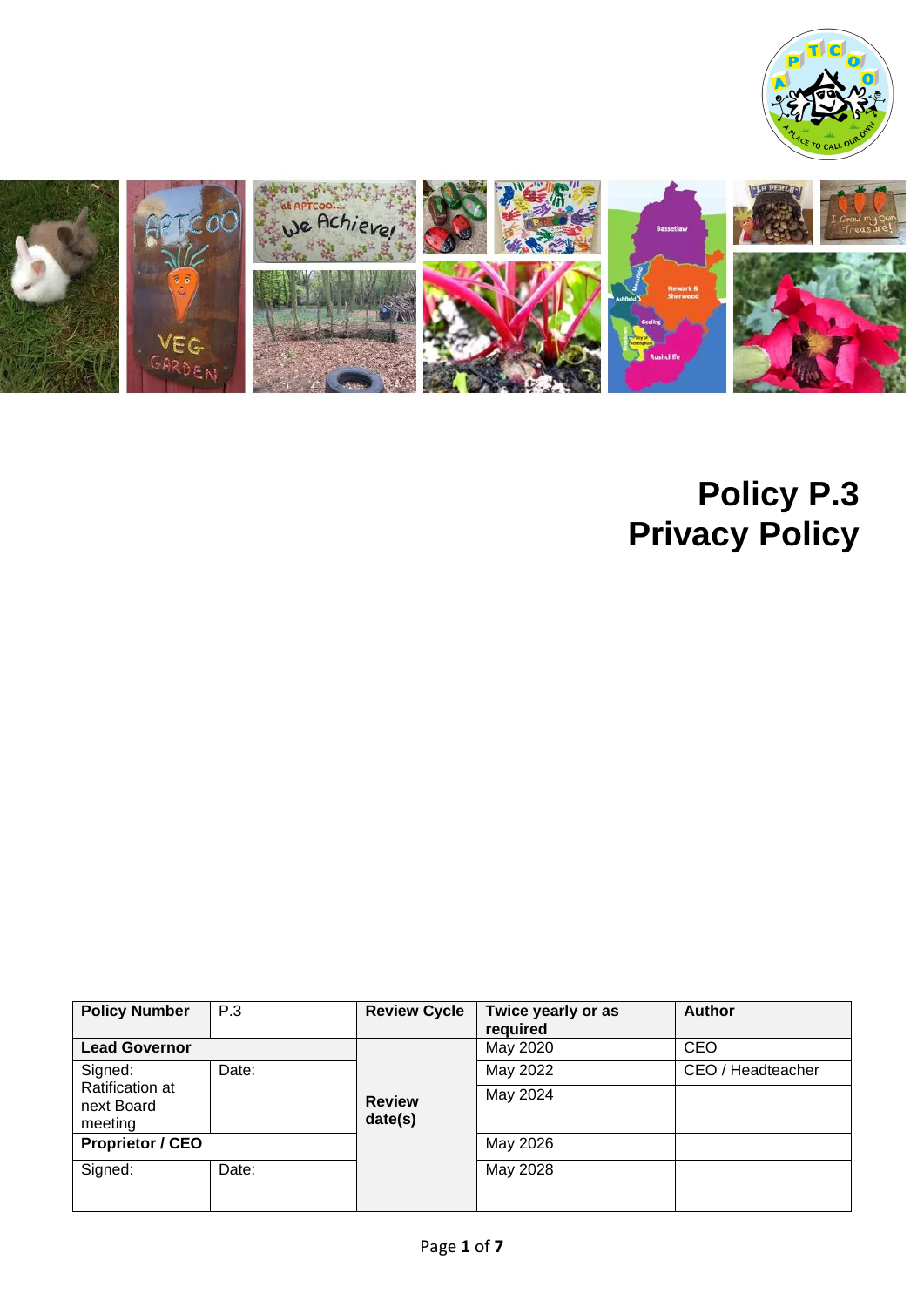# Policy P.3
# Privacy Policy

| **Policy Number** | P.3 | **Review Cycle** | **Twice yearly or as required** | **Author** |
|---|---|---|---|---|
| **Lead Governor** | | **Review date(s)** | May 2020 | CEO |
| Signed: Ratification at next Board meeting | Date: | | May 2022 | CEO / Headteacher |
| | | | May 2024 | |
| **Proprietor / CEO** | | | May 2026 | |
| Signed: | Date: | | May 2028 | |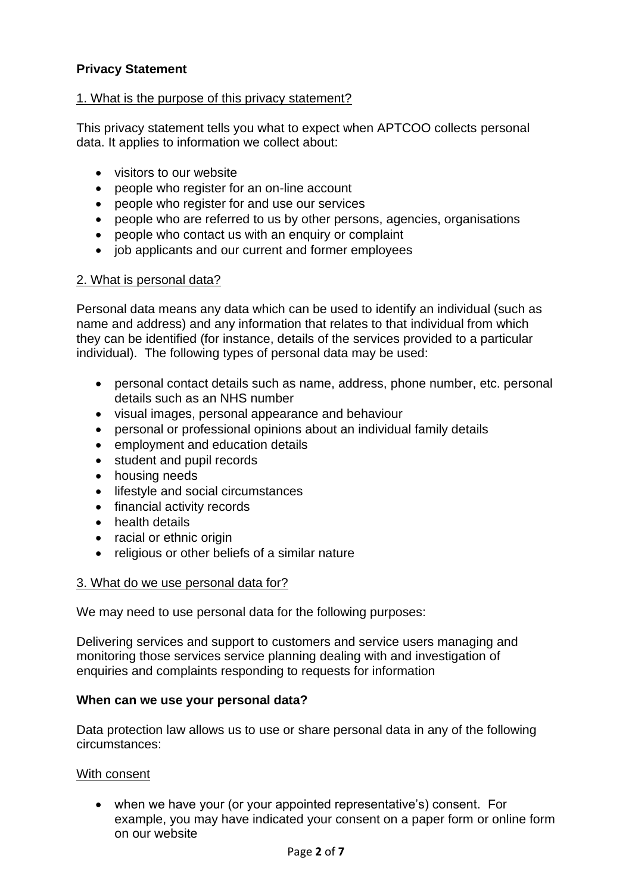**Privacy Statement**

1. What is the purpose of this privacy statement?

This privacy statement tells you what to expect when APTCOO collects personal data. It applies to information we collect about:

- visitors to our website
- people who register for an on-line account
- people who register for and use our services
- people who are referred to us by other persons, agencies, organisations
- people who contact us with an enquiry or complaint
- job applicants and our current and former employees

2. What is personal data?

Personal data means any data which can be used to identify an individual (such as name and address) and any information that relates to that individual from which they can be identified (for instance, details of the services provided to a particular individual). The following types of personal data may be used:

- personal contact details such as name, address, phone number, etc. personal details such as an NHS number
- visual images, personal appearance and behaviour
- personal or professional opinions about an individual family details
- employment and education details
- student and pupil records
- housing needs
- lifestyle and social circumstances
- financial activity records
- health details
- racial or ethnic origin
- religious or other beliefs of a similar nature

3. What do we use personal data for?

We may need to use personal data for the following purposes:

Delivering services and support to customers and service users managing and monitoring those services service planning dealing with and investigation of enquiries and complaints responding to requests for information

**When can we use your personal data?**

Data protection law allows us to use or share personal data in any of the following circumstances:

With consent

- when we have your (or your appointed representative's) consent. For example, you may have indicated your consent on a paper form or online form on our website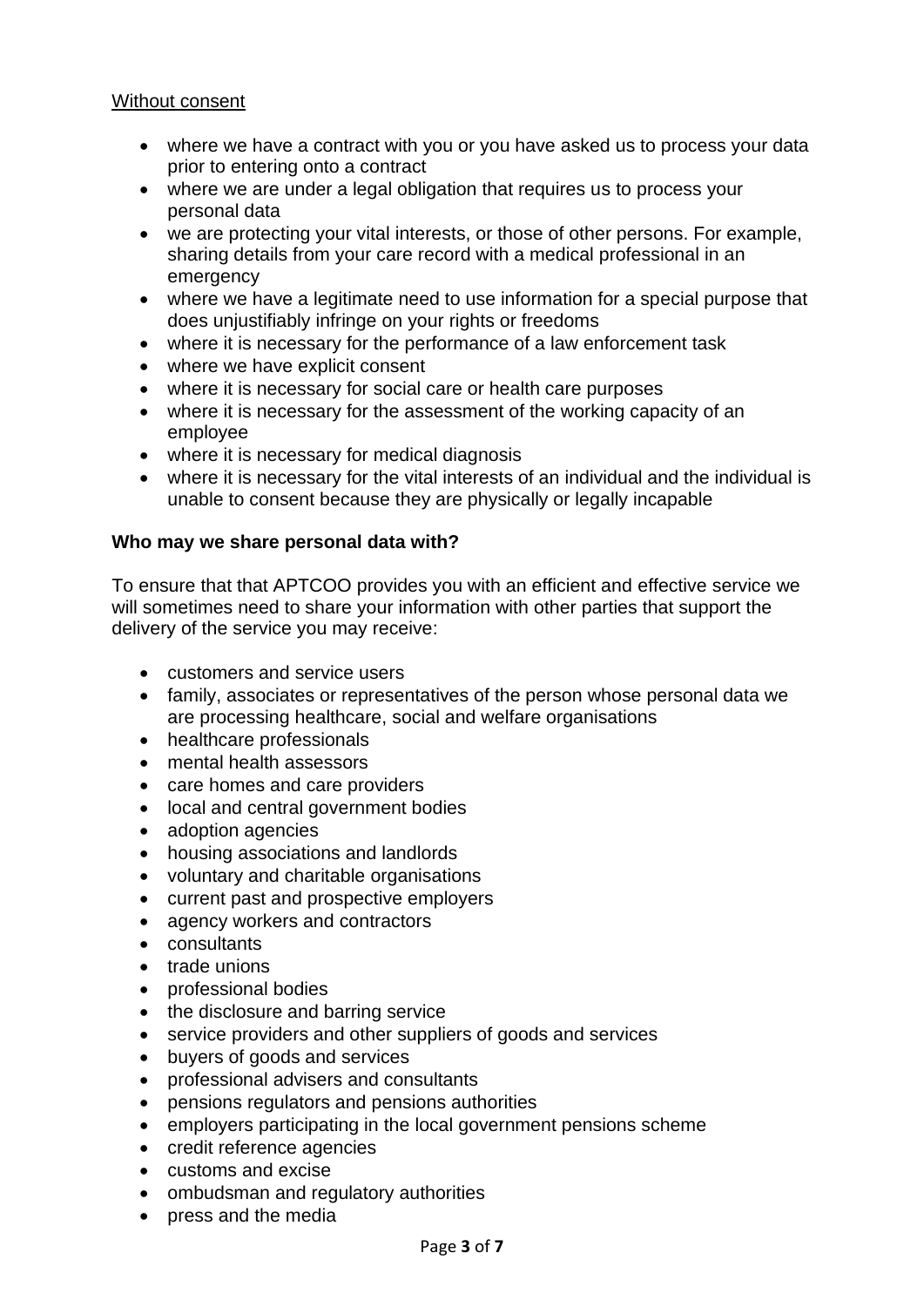<u>Without consent</u>

- where we have a contract with you or you have asked us to process your data prior to entering onto a contract
- where we are under a legal obligation that requires us to process your personal data
- we are protecting your vital interests, or those of other persons. For example, sharing details from your care record with a medical professional in an emergency
- where we have a legitimate need to use information for a special purpose that does unjustifiably infringe on your rights or freedoms
- where it is necessary for the performance of a law enforcement task
- where we have explicit consent
- where it is necessary for social care or health care purposes
- where it is necessary for the assessment of the working capacity of an employee
- where it is necessary for medical diagnosis
- where it is necessary for the vital interests of an individual and the individual is unable to consent because they are physically or legally incapable

**Who may we share personal data with?**

To ensure that that APTCOO provides you with an efficient and effective service we will sometimes need to share your information with other parties that support the delivery of the service you may receive:

- customers and service users
- family, associates or representatives of the person whose personal data we are processing healthcare, social and welfare organisations
- healthcare professionals
- mental health assessors
- care homes and care providers
- local and central government bodies
- adoption agencies
- housing associations and landlords
- voluntary and charitable organisations
- current past and prospective employers
- agency workers and contractors
- consultants
- trade unions
- professional bodies
- the disclosure and barring service
- service providers and other suppliers of goods and services
- buyers of goods and services
- professional advisers and consultants
- pensions regulators and pensions authorities
- employers participating in the local government pensions scheme
- credit reference agencies
- customs and excise
- ombudsman and regulatory authorities
- press and the media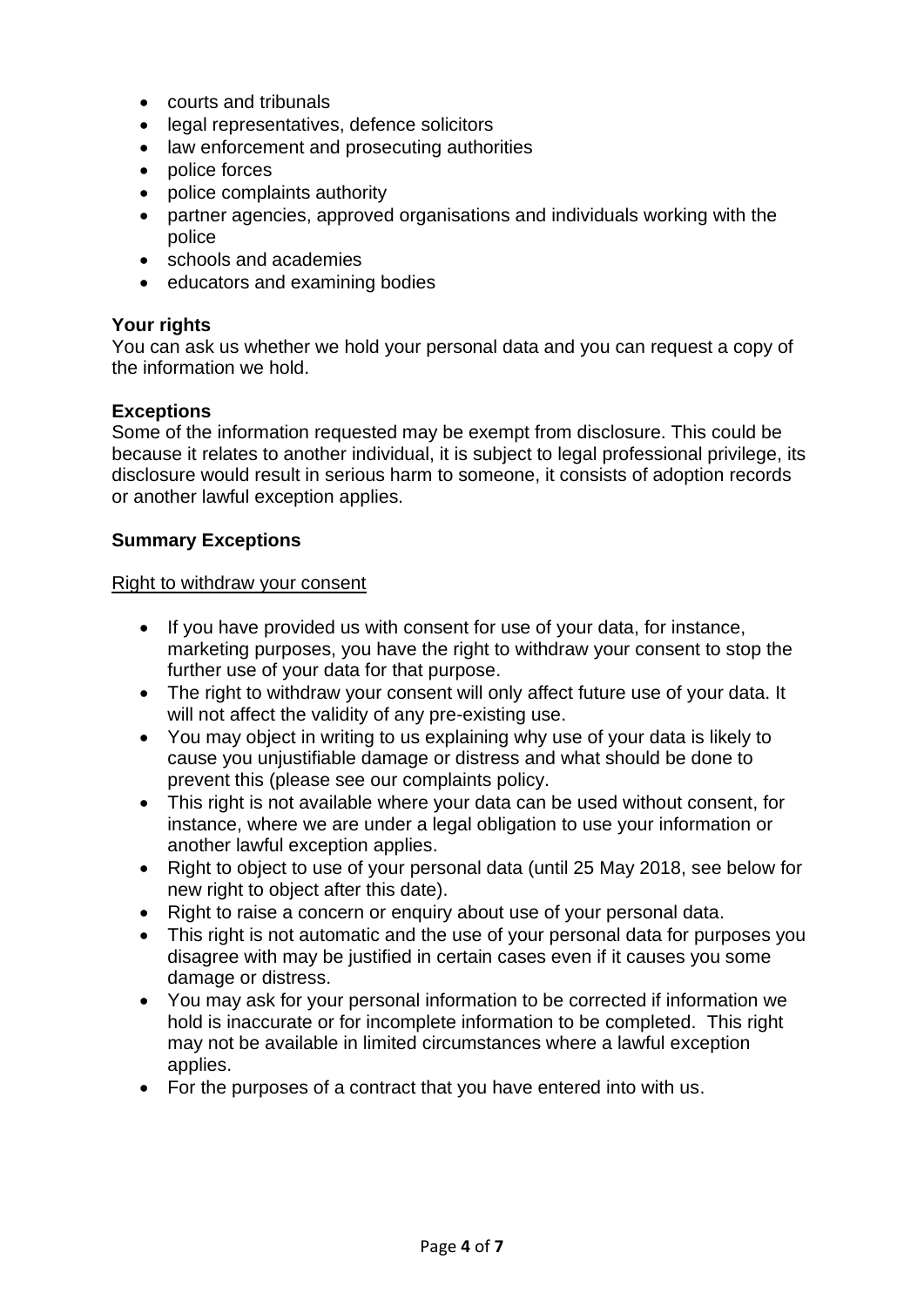- courts and tribunals
- legal representatives, defence solicitors
- law enforcement and prosecuting authorities
- police forces
- police complaints authority
- partner agencies, approved organisations and individuals working with the police
- schools and academies
- educators and examining bodies

**Your rights**
You can ask us whether we hold your personal data and you can request a copy of the information we hold.

**Exceptions**
Some of the information requested may be exempt from disclosure. This could be because it relates to another individual, it is subject to legal professional privilege, its disclosure would result in serious harm to someone, it consists of adoption records or another lawful exception applies.

**Summary Exceptions**

<u>Right to withdraw your consent</u>

- If you have provided us with consent for use of your data, for instance, marketing purposes, you have the right to withdraw your consent to stop the further use of your data for that purpose.
- The right to withdraw your consent will only affect future use of your data. It will not affect the validity of any pre-existing use.
- You may object in writing to us explaining why use of your data is likely to cause you unjustifiable damage or distress and what should be done to prevent this (please see our complaints policy.
- This right is not available where your data can be used without consent, for instance, where we are under a legal obligation to use your information or another lawful exception applies.
- Right to object to use of your personal data (until 25 May 2018, see below for new right to object after this date).
- Right to raise a concern or enquiry about use of your personal data.
- This right is not automatic and the use of your personal data for purposes you disagree with may be justified in certain cases even if it causes you some damage or distress.
- You may ask for your personal information to be corrected if information we hold is inaccurate or for incomplete information to be completed. This right may not be available in limited circumstances where a lawful exception applies.
- For the purposes of a contract that you have entered into with us.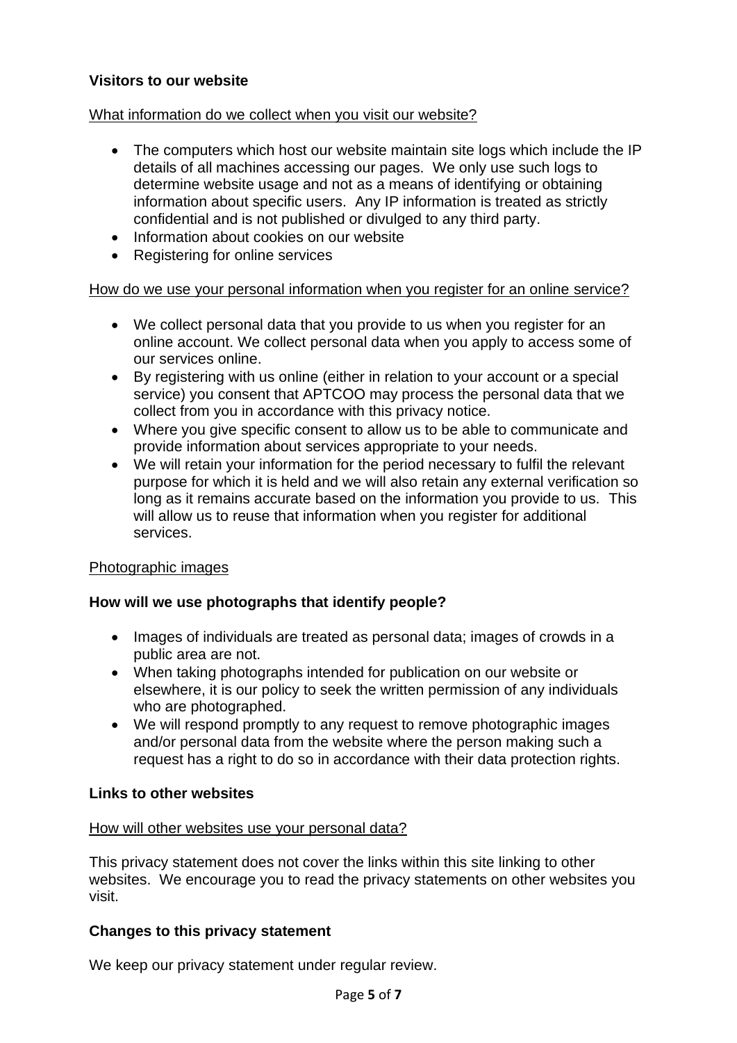**Visitors to our website**

What information do we collect when you visit our website?

- The computers which host our website maintain site logs which include the IP details of all machines accessing our pages. We only use such logs to determine website usage and not as a means of identifying or obtaining information about specific users. Any IP information is treated as strictly confidential and is not published or divulged to any third party.
- Information about cookies on our website
- Registering for online services

How do we use your personal information when you register for an online service?

- We collect personal data that you provide to us when you register for an online account. We collect personal data when you apply to access some of our services online.
- By registering with us online (either in relation to your account or a special service) you consent that APTCOO may process the personal data that we collect from you in accordance with this privacy notice.
- Where you give specific consent to allow us to be able to communicate and provide information about services appropriate to your needs.
- We will retain your information for the period necessary to fulfil the relevant purpose for which it is held and we will also retain any external verification so long as it remains accurate based on the information you provide to us. This will allow us to reuse that information when you register for additional services.

Photographic images

**How will we use photographs that identify people?**

- Images of individuals are treated as personal data; images of crowds in a public area are not.
- When taking photographs intended for publication on our website or elsewhere, it is our policy to seek the written permission of any individuals who are photographed.
- We will respond promptly to any request to remove photographic images and/or personal data from the website where the person making such a request has a right to do so in accordance with their data protection rights.

**Links to other websites**

How will other websites use your personal data?

This privacy statement does not cover the links within this site linking to other websites. We encourage you to read the privacy statements on other websites you visit.

**Changes to this privacy statement**

We keep our privacy statement under regular review.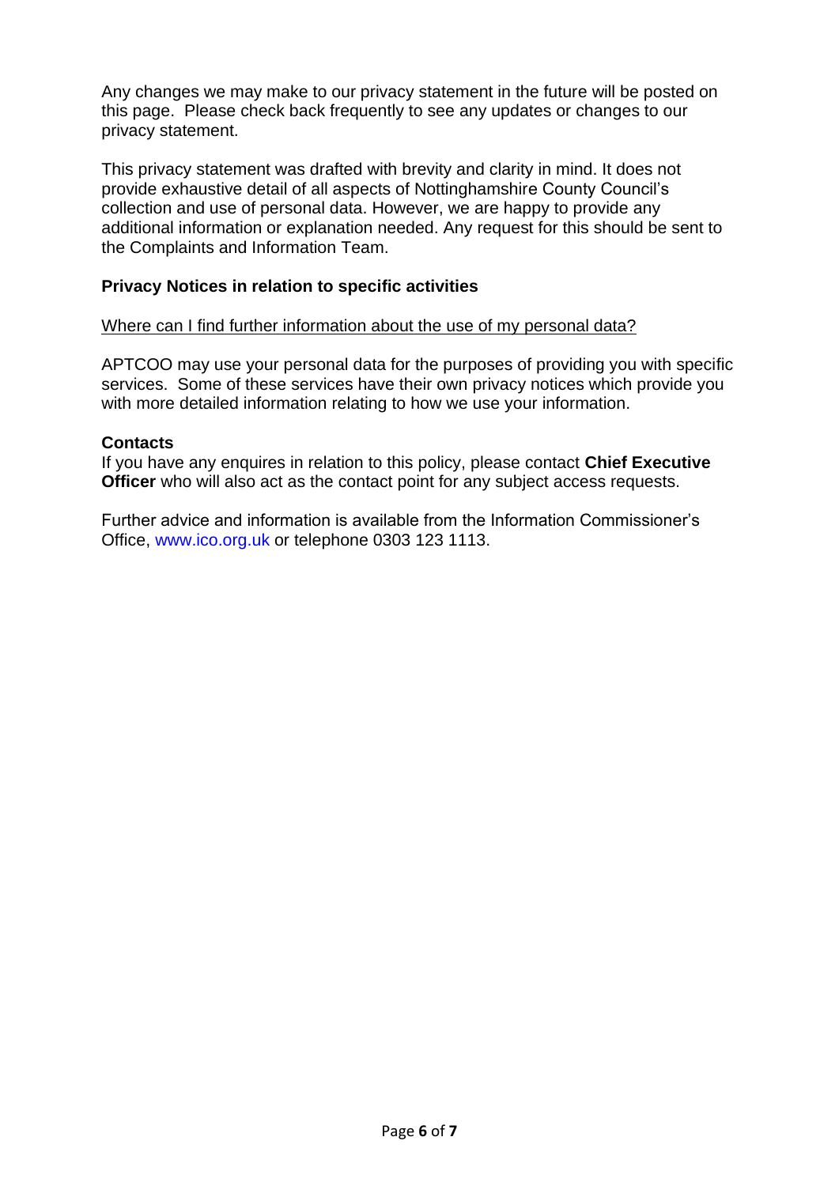Any changes we may make to our privacy statement in the future will be posted on this page. Please check back frequently to see any updates or changes to our privacy statement.

This privacy statement was drafted with brevity and clarity in mind. It does not provide exhaustive detail of all aspects of Nottinghamshire County Council's collection and use of personal data. However, we are happy to provide any additional information or explanation needed. Any request for this should be sent to the Complaints and Information Team.

**Privacy Notices in relation to specific activities**

Where can I find further information about the use of my personal data?

APTCOO may use your personal data for the purposes of providing you with specific services. Some of these services have their own privacy notices which provide you with more detailed information relating to how we use your information.

**Contacts**

If you have any enquires in relation to this policy, please contact **Chief Executive Officer** who will also act as the contact point for any subject access requests.

Further advice and information is available from the Information Commissioner's Office, www.ico.org.uk or telephone 0303 123 1113.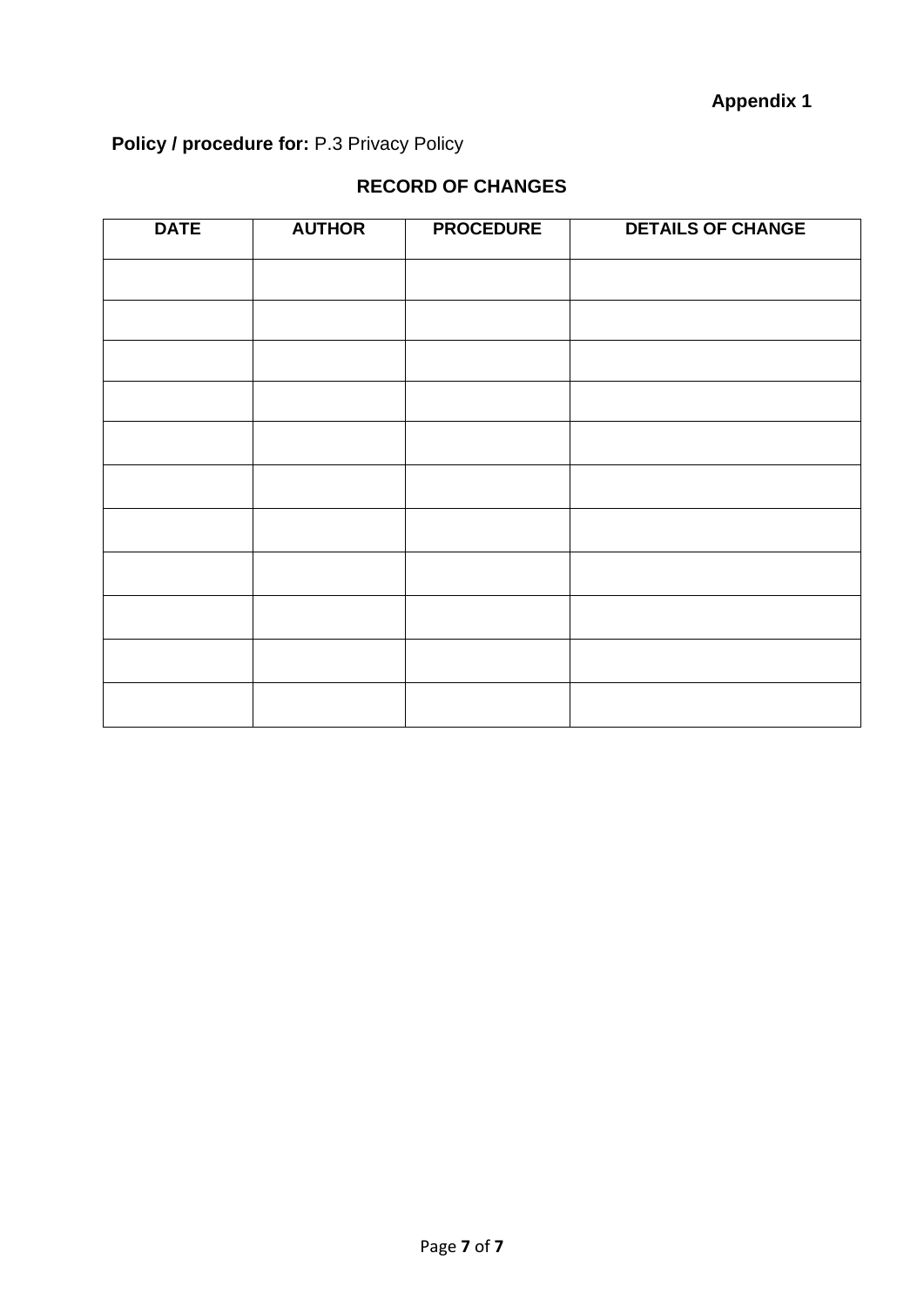**Appendix 1**

**Policy / procedure for:** P.3 Privacy Policy

## RECORD OF CHANGES

| DATE | AUTHOR | PROCEDURE | DETAILS OF CHANGE |
|---|---|---|---|
| | | | |
| | | | |
| | | | |
| | | | |
| | | | |
| | | | |
| | | | |
| | | | |
| | | | |
| | | | |
| | | | |